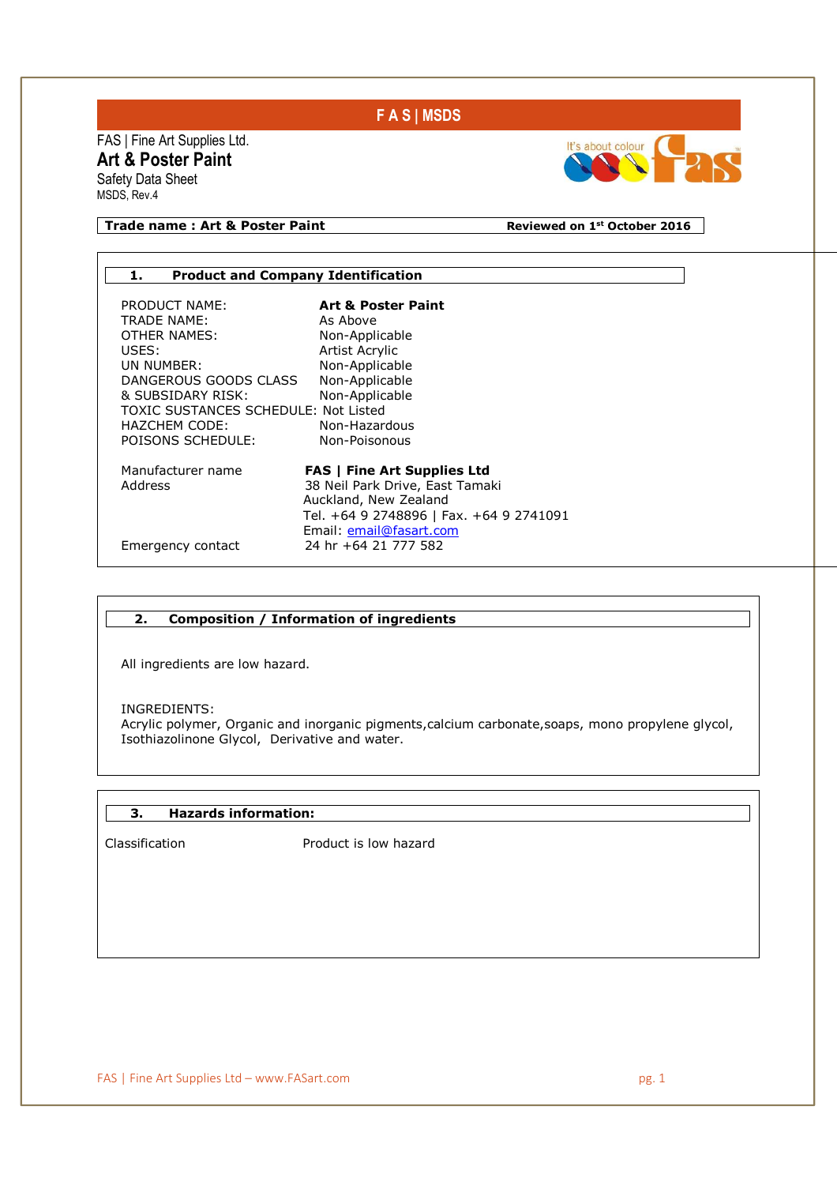F A S | MSDS

FAS | Fine Art Supplies Ltd.

# Art & Poster Paint

Safety Data Sheet

MSDS, Rev.4

**Trade name : Art & Poster Paint** **Reviewed on 1st October 2016**

## 1. Product and Company Identification

| | |
|---|---|
| PRODUCT NAME: | **Art & Poster Paint** |
| TRADE NAME: | As Above |
| OTHER NAMES: | Non-Applicable |
| USES: | Artist Acrylic |
| UN NUMBER: | Non-Applicable |
| DANGEROUS GOODS CLASS | Non-Applicable |
| & SUBSIDARY RISK: | Non-Applicable |
| TOXIC SUSTANCES SCHEDULE: | Not Listed |
| HAZCHEM CODE: | Non-Hazardous |
| POISONS SCHEDULE: | Non-Poisonous |

| | |
|---|---|
| Manufacturer name | **FAS \| Fine Art Supplies Ltd** |
| Address | 38 Neil Park Drive, East Tamaki<br>Auckland, New Zealand<br>Tel. +64 9 2748896 \| Fax. +64 9 2741091<br>Email: email@fasart.com |
| Emergency contact | 24 hr +64 21 777 582 |

## 2. Composition / Information of ingredients

All ingredients are low hazard.

INGREDIENTS:
Acrylic polymer, Organic and inorganic pigments,calcium carbonate,soaps, mono propylene glycol, Isothiazolinone Glycol, Derivative and water.

## 3. Hazards information:

| | |
|---|---|
| Classification | Product is low hazard |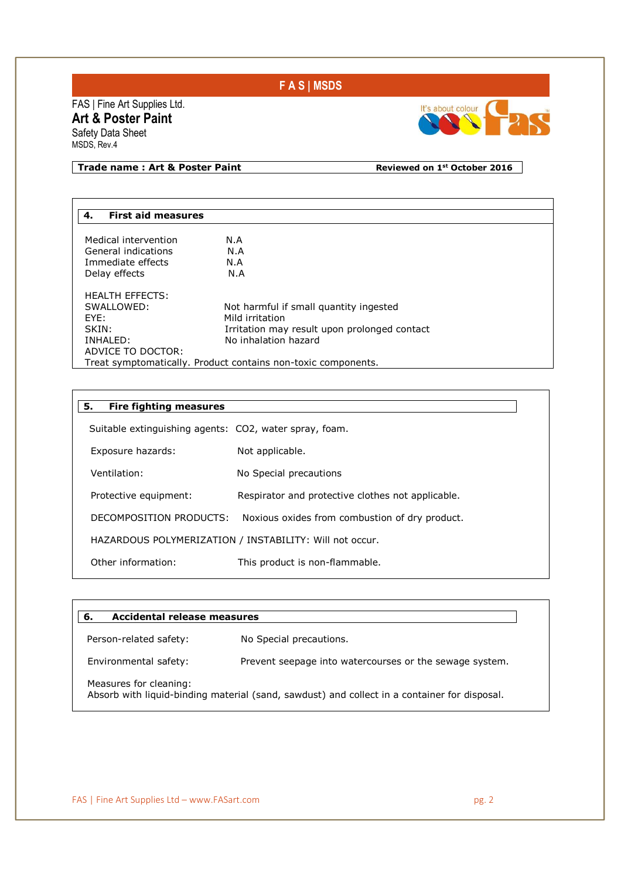FAS | Fine Art Supplies Ltd.

**Art & Poster Paint**

Safety Data Sheet

MSDS, Rev.4

**Trade name : Art & Poster Paint** **Reviewed on 1st October 2016**

## 4. First aid measures

| | |
|---|---|
| Medical intervention | N.A |
| General indications | N.A |
| Immediate effects | N.A |
| Delay effects | N.A |

HEALTH EFFECTS:

| | |
|---|---|
| SWALLOWED: | Not harmful if small quantity ingested |
| EYE: | Mild irritation |
| SKIN: | Irritation may result upon prolonged contact |
| INHALED: | No inhalation hazard |

ADVICE TO DOCTOR:
Treat symptomatically. Product contains non-toxic components.

## 5. Fire fighting measures

Suitable extinguishing agents: $CO_2$, water spray, foam.

Exposure hazards: Not applicable.

Ventilation: No Special precautions

Protective equipment: Respirator and protective clothes not applicable.

DECOMPOSITION PRODUCTS: Noxious oxides from combustion of dry product.

HAZARDOUS POLYMERIZATION / INSTABILITY: Will not occur.

Other information: This product is non-flammable.

## 6. Accidental release measures

Person-related safety: No Special precautions.

Environmental safety: Prevent seepage into watercourses or the sewage system.

Measures for cleaning:
Absorb with liquid-binding material (sand, sawdust) and collect in a container for disposal.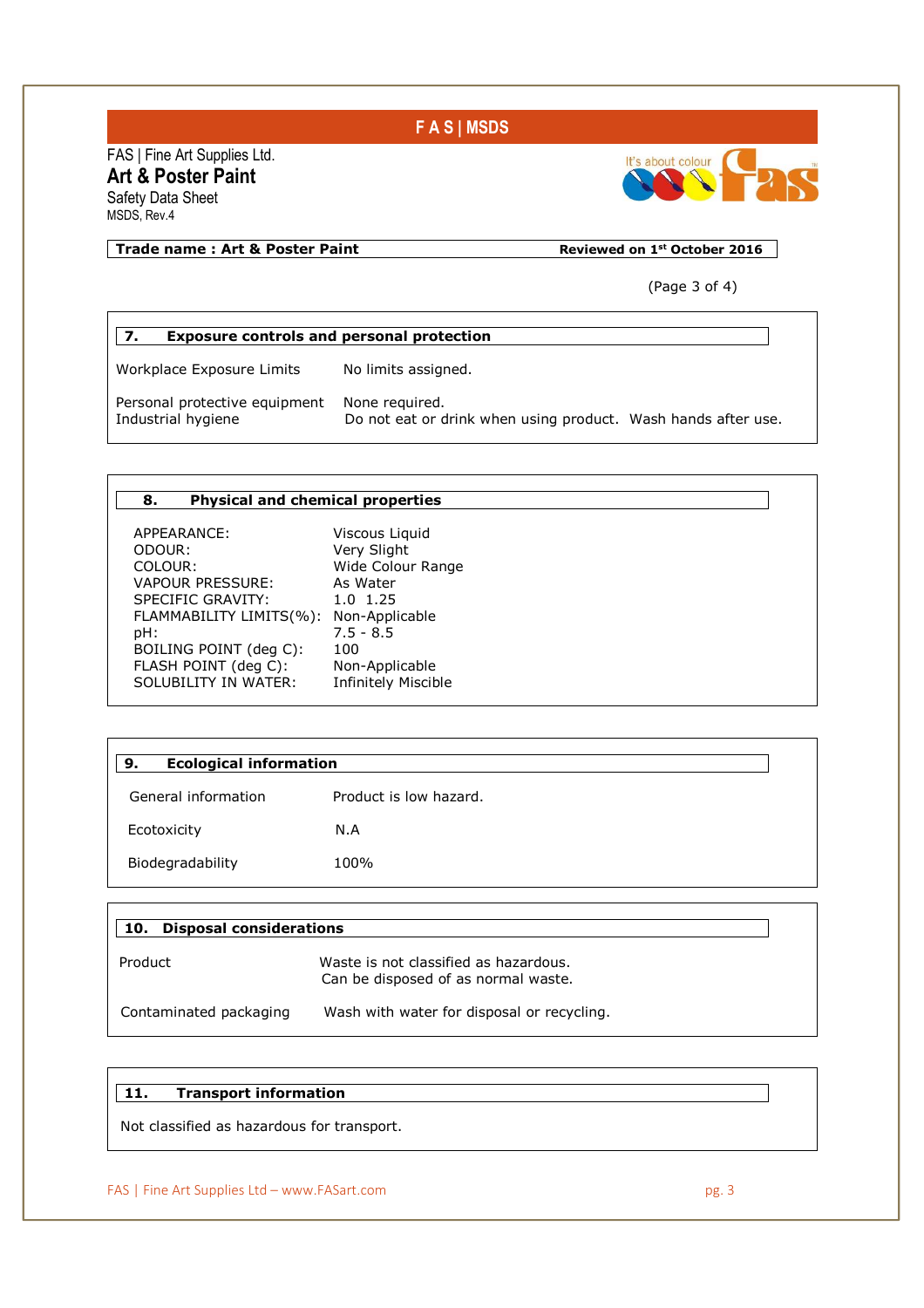FAS | Fine Art Supplies Ltd.
**Art & Poster Paint**
Safety Data Sheet
MSDS, Rev.4

**Trade name : Art & Poster Paint** **Reviewed on 1st October 2016**

(Page 3 of 4)

## 7. Exposure controls and personal protection

| | |
|---|---|
| Workplace Exposure Limits | No limits assigned. |
| Personal protective equipment | None required. |
| Industrial hygiene | Do not eat or drink when using product. Wash hands after use. |

## 8. Physical and chemical properties

| | |
|---|---|
| APPEARANCE: | Viscous Liquid |
| ODOUR: | Very Slight |
| COLOUR: | Wide Colour Range |
| VAPOUR PRESSURE: | As Water |
| SPECIFIC GRAVITY: | 1.0 1.25 |
| FLAMMABILITY LIMITS(%): | Non-Applicable |
| pH: | 7.5 - 8.5 |
| BOILING POINT (deg C): | 100 |
| FLASH POINT (deg C): | Non-Applicable |
| SOLUBILITY IN WATER: | Infinitely Miscible |

## 9. Ecological information

| | |
|---|---|
| General information | Product is low hazard. |
| Ecotoxicity | N.A |
| Biodegradability | 100% |

## 10. Disposal considerations

| | |
|---|---|
| Product | Waste is not classified as hazardous. Can be disposed of as normal waste. |
| Contaminated packaging | Wash with water for disposal or recycling. |

## 11. Transport information

Not classified as hazardous for transport.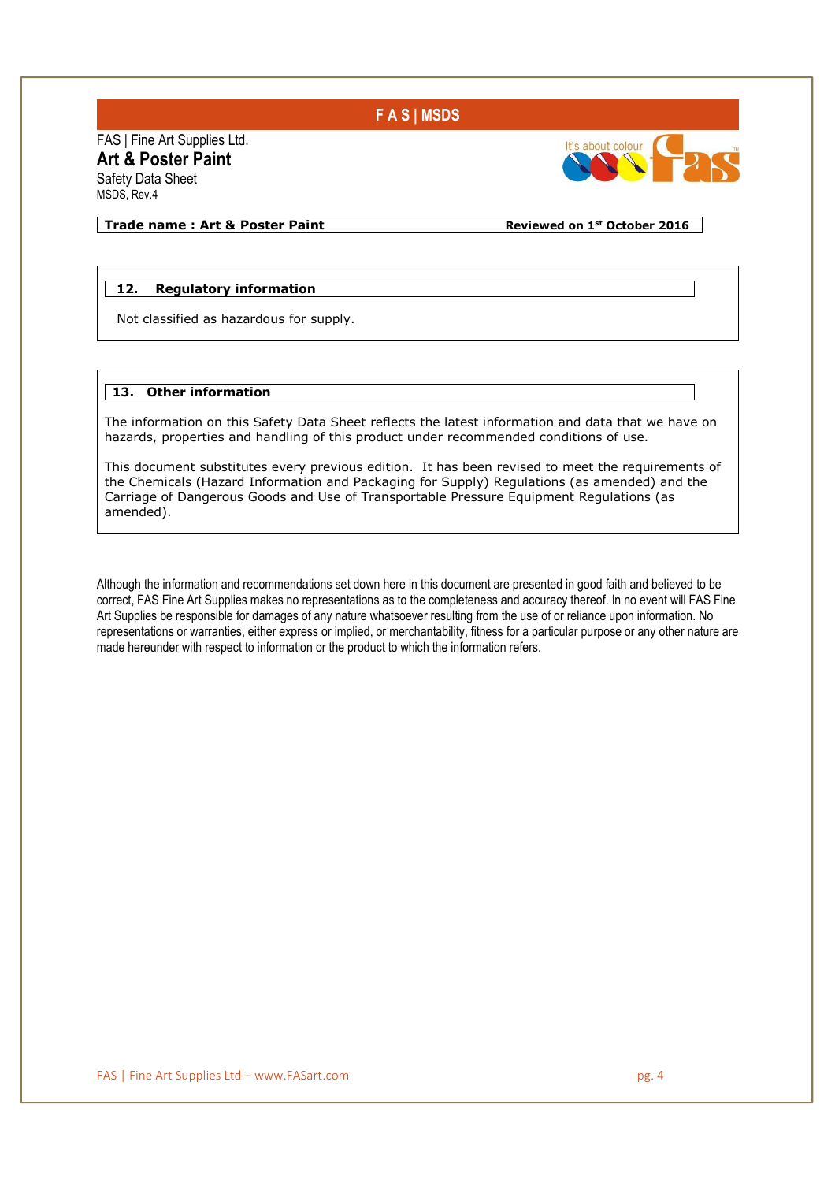FAS | Fine Art Supplies Ltd.

**Art & Poster Paint**

Safety Data Sheet

MSDS, Rev.4

**Trade name : Art & Poster Paint** **Reviewed on 1st October 2016**

## 12. Regulatory information

Not classified as hazardous for supply.

## 13. Other information

The information on this Safety Data Sheet reflects the latest information and data that we have on hazards, properties and handling of this product under recommended conditions of use.

This document substitutes every previous edition. It has been revised to meet the requirements of the Chemicals (Hazard Information and Packaging for Supply) Regulations (as amended) and the Carriage of Dangerous Goods and Use of Transportable Pressure Equipment Regulations (as amended).

Although the information and recommendations set down here in this document are presented in good faith and believed to be correct, FAS Fine Art Supplies makes no representations as to the completeness and accuracy thereof. In no event will FAS Fine Art Supplies be responsible for damages of any nature whatsoever resulting from the use of or reliance upon information. No representations or warranties, either express or implied, or merchantability, fitness for a particular purpose or any other nature are made hereunder with respect to information or the product to which the information refers.